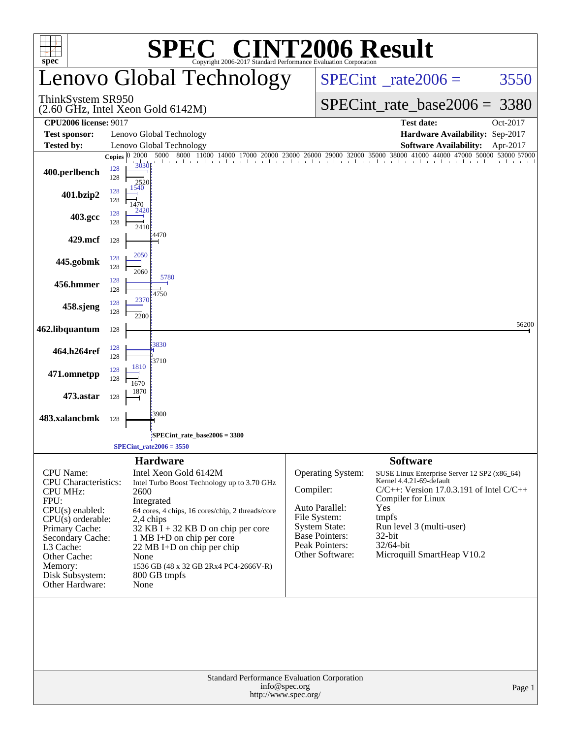# SPEC® CINT2006 Result

Copyright 2006-2017 Standard Performance Evaluation Corporation

## Lenovo Global Technology

ThinkSystem SR950
(2.60 GHz, Intel Xeon Gold 6142M)

SPECint_rate2006 = 3550

SPECint_rate_base2006 = 3380

| | | | |
|---|---|---|---|
| **CPU2006 license:** 9017 | | **Test date:** | Oct-2017 |
| **Test sponsor:** | Lenovo Global Technology | **Hardware Availability:** | Sep-2017 |
| **Tested by:** | Lenovo Global Technology | **Software Availability:** | Apr-2017 |

| Benchmark | Copies (peak) | Peak | Copies (base) | Base |
|---|---|---|---|---|
| 400.perlbench | 128 | 3030 | 128 | 2520 |
| 401.bzip2 | 128 | 1540 | 128 | 1470 |
| 403.gcc | 128 | 2420 | 128 | 2410 |
| 429.mcf | | | 128 | 4470 |
| 445.gobmk | 128 | 2050 | 128 | 2060 |
| 456.hmmer | 128 | 5780 | 128 | 4750 |
| 458.sjeng | 128 | 2370 | 128 | 2200 |
| 462.libquantum | | | 128 | 56200 |
| 464.h264ref | 128 | 3830 | 128 | 3710 |
| 471.omnetpp | 128 | 1810 | 128 | 1670 |
| 473.astar | | | 128 | 1870 |
| 483.xalancbmk | | | 128 | 3900 |

SPECint_rate_base2006 = 3380

SPECint_rate2006 = 3550

### Hardware

| | |
|---|---|
| CPU Name: | Intel Xeon Gold 6142M |
| CPU Characteristics: | Intel Turbo Boost Technology up to 3.70 GHz |
| CPU MHz: | 2600 |
| FPU: | Integrated |
| CPU(s) enabled: | 64 cores, 4 chips, 16 cores/chip, 2 threads/core |
| CPU(s) orderable: | 2,4 chips |
| Primary Cache: | 32 KB I + 32 KB D on chip per core |
| Secondary Cache: | 1 MB I+D on chip per core |
| L3 Cache: | 22 MB I+D on chip per chip |
| Other Cache: | None |
| Memory: | 1536 GB (48 x 32 GB 2Rx4 PC4-2666V-R) |
| Disk Subsystem: | 800 GB tmpfs |
| Other Hardware: | None |

### Software

| | |
|---|---|
| Operating System: | SUSE Linux Enterprise Server 12 SP2 (x86_64) Kernel 4.4.21-69-default |
| Compiler: | C/C++: Version 17.0.3.191 of Intel C/C++ Compiler for Linux |
| Auto Parallel: | Yes |
| File System: | tmpfs |
| System State: | Run level 3 (multi-user) |
| Base Pointers: | 32-bit |
| Peak Pointers: | 32/64-bit |
| Other Software: | Microquill SmartHeap V10.2 |

Standard Performance Evaluation Corporation
info@spec.org
http://www.spec.org/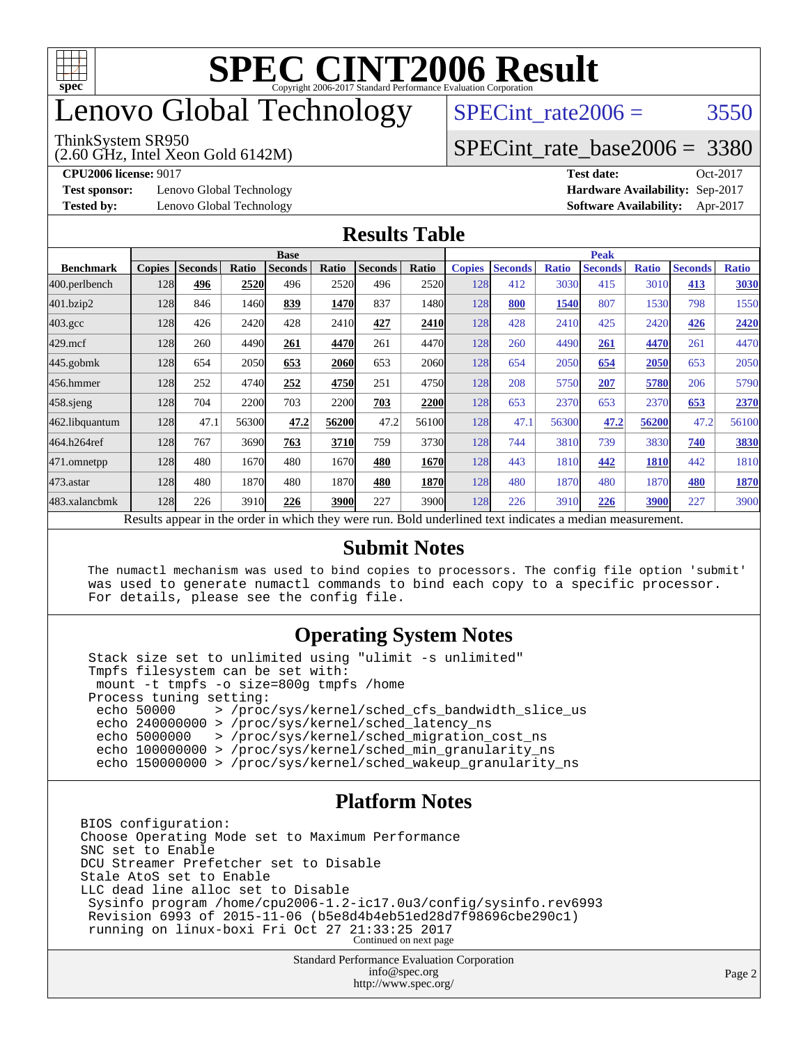# SPEC CINT2006 Result

Copyright 2006-2017 Standard Performance Evaluation Corporation

# Lenovo Global Technology

ThinkSystem SR950
(2.60 GHz, Intel Xeon Gold 6142M)

SPECint_rate2006 = 3550

SPECint_rate_base2006 = 3380

**CPU2006 license:** 9017
**Test sponsor:** Lenovo Global Technology
**Tested by:** Lenovo Global Technology

**Test date:** Oct-2017
**Hardware Availability:** Sep-2017
**Software Availability:** Apr-2017

## Results Table

| Benchmark | Base | | | | | | | Peak | | | | | | |
|---|---|---|---|---|---|---|---|---|---|---|---|---|---|---|
| | Copies | Seconds | Ratio | Seconds | Ratio | Seconds | Ratio | Copies | Seconds | Ratio | Seconds | Ratio | Seconds | Ratio |
| 400.perlbench | 128 | **496** | **2520** | 496 | 2520 | 496 | 2520 | 128 | 412 | 3030 | 415 | 3010 | **413** | **3030** |
| 401.bzip2 | 128 | 846 | 1460 | **839** | **1470** | 837 | 1480 | 128 | **800** | **1540** | 807 | 1530 | 798 | 1550 |
| 403.gcc | 128 | 426 | 2420 | 428 | 2410 | **427** | **2410** | 128 | 428 | 2410 | 425 | 2420 | **426** | **2420** |
| 429.mcf | 128 | 260 | 4490 | **261** | **4470** | 261 | 4470 | 128 | 260 | 4490 | **261** | **4470** | 261 | 4470 |
| 445.gobmk | 128 | 654 | 2050 | **653** | **2060** | 653 | 2060 | 128 | 654 | 2050 | **654** | **2050** | 653 | 2050 |
| 456.hmmer | 128 | 252 | 4740 | **252** | **4750** | 251 | 4750 | 128 | 208 | 5750 | **207** | **5780** | 206 | 5790 |
| 458.sjeng | 128 | 704 | 2200 | 703 | 2200 | **703** | **2200** | 128 | 653 | 2370 | 653 | 2370 | **653** | **2370** |
| 462.libquantum | 128 | 47.1 | 56300 | **47.2** | **56200** | 47.2 | 56100 | 128 | 47.1 | 56300 | **47.2** | **56200** | 47.2 | 56100 |
| 464.h264ref | 128 | 767 | 3690 | **763** | **3710** | 759 | 3730 | 128 | 744 | 3810 | 739 | 3830 | **740** | **3830** |
| 471.omnetpp | 128 | 480 | 1670 | 480 | 1670 | **480** | **1670** | 128 | 443 | 1810 | **442** | **1810** | 442 | 1810 |
| 473.astar | 128 | 480 | 1870 | 480 | 1870 | **480** | **1870** | 128 | 480 | 1870 | 480 | 1870 | **480** | **1870** |
| 483.xalancbmk | 128 | 226 | 3910 | **226** | **3900** | 227 | 3900 | 128 | 226 | 3910 | **226** | **3900** | 227 | 3900 |

Results appear in the order in which they were run. Bold underlined text indicates a median measurement.

## Submit Notes

```
The numactl mechanism was used to bind copies to processors. The config file option 'submit'
was used to generate numactl commands to bind each copy to a specific processor.
For details, please see the config file.
```

## Operating System Notes

```
Stack size set to unlimited using "ulimit -s unlimited"
Tmpfs filesystem can be set with:
 mount -t tmpfs -o size=800g tmpfs /home
Process tuning setting:
 echo 50000     > /proc/sys/kernel/sched_cfs_bandwidth_slice_us
 echo 240000000 > /proc/sys/kernel/sched_latency_ns
 echo 5000000   > /proc/sys/kernel/sched_migration_cost_ns
 echo 100000000 > /proc/sys/kernel/sched_min_granularity_ns
 echo 150000000 > /proc/sys/kernel/sched_wakeup_granularity_ns
```

## Platform Notes

```
BIOS configuration:
Choose Operating Mode set to Maximum Performance
SNC set to Enable
DCU Streamer Prefetcher set to Disable
Stale AtoS set to Enable
LLC dead line alloc set to Disable
 Sysinfo program /home/cpu2006-1.2-ic17.0u3/config/sysinfo.rev6993
 Revision 6993 of 2015-11-06 (b5e8d4b4eb51ed28d7f98696cbe290c1)
 running on linux-boxi Fri Oct 27 21:33:25 2017
```

Continued on next page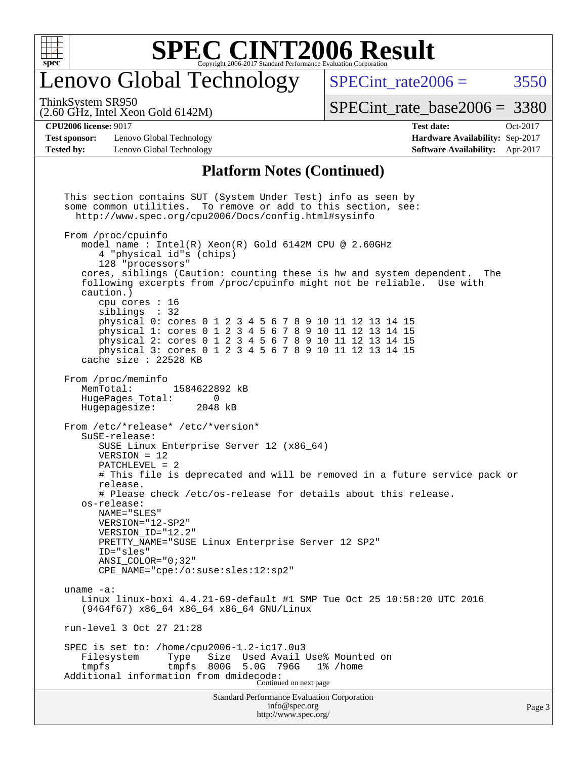## Platform Notes (Continued)

```
This section contains SUT (System Under Test) info as seen by
some common utilities.  To remove or add to this section, see:
  http://www.spec.org/cpu2006/Docs/config.html#sysinfo

From /proc/cpuinfo
   model name : Intel(R) Xeon(R) Gold 6142M CPU @ 2.60GHz
      4 "physical id"s (chips)
      128 "processors"
   cores, siblings (Caution: counting these is hw and system dependent.  The
   following excerpts from /proc/cpuinfo might not be reliable.  Use with
   caution.)
      cpu cores : 16
      siblings  : 32
      physical 0: cores 0 1 2 3 4 5 6 7 8 9 10 11 12 13 14 15
      physical 1: cores 0 1 2 3 4 5 6 7 8 9 10 11 12 13 14 15
      physical 2: cores 0 1 2 3 4 5 6 7 8 9 10 11 12 13 14 15
      physical 3: cores 0 1 2 3 4 5 6 7 8 9 10 11 12 13 14 15
   cache size : 22528 KB

From /proc/meminfo
   MemTotal:       1584622892 kB
   HugePages_Total:       0
   Hugepagesize:       2048 kB

From /etc/*release* /etc/*version*
   SuSE-release:
      SUSE Linux Enterprise Server 12 (x86_64)
      VERSION = 12
      PATCHLEVEL = 2
      # This file is deprecated and will be removed in a future service pack or
      release.
      # Please check /etc/os-release for details about this release.
   os-release:
      NAME="SLES"
      VERSION="12-SP2"
      VERSION_ID="12.2"
      PRETTY_NAME="SUSE Linux Enterprise Server 12 SP2"
      ID="sles"
      ANSI_COLOR="0;32"
      CPE_NAME="cpe:/o:suse:sles:12:sp2"

uname -a:
   Linux linux-boxi 4.4.21-69-default #1 SMP Tue Oct 25 10:58:20 UTC 2016
   (9464f67) x86_64 x86_64 x86_64 GNU/Linux

run-level 3 Oct 27 21:28

SPEC is set to: /home/cpu2006-1.2-ic17.0u3
   Filesystem     Type   Size  Used Avail Use% Mounted on
   tmpfs          tmpfs  800G  5.0G  796G   1% /home
Additional information from dmidecode:
```

Continued on next page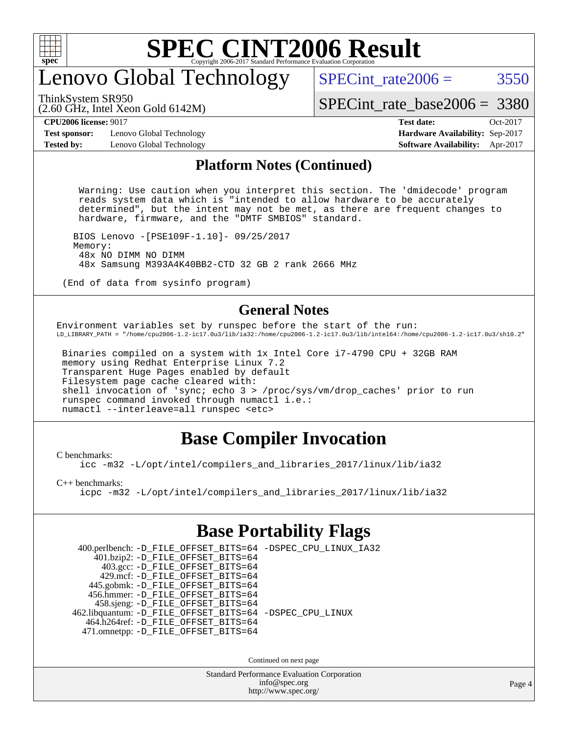# Lenovo Global Technology

ThinkSystem SR950
(2.60 GHz, Intel Xeon Gold 6142M)

SPECint_rate2006 = 3550

SPECint_rate_base2006 = 3380

**CPU2006 license:** 9017
**Test sponsor:** Lenovo Global Technology
**Tested by:** Lenovo Global Technology

**Test date:** Oct-2017
**Hardware Availability:** Sep-2017
**Software Availability:** Apr-2017

## Platform Notes (Continued)

```
 Warning: Use caution when you interpret this section. The 'dmidecode' program
 reads system data which is "intended to allow hardware to be accurately
 determined", but the intent may not be met, as there are frequent changes to
 hardware, firmware, and the "DMTF SMBIOS" standard.

BIOS Lenovo -[PSE109F-1.10]- 09/25/2017
Memory:
 48x NO DIMM NO DIMM
 48x Samsung M393A4K40BB2-CTD 32 GB 2 rank 2666 MHz

(End of data from sysinfo program)
```

## General Notes

```
Environment variables set by runspec before the start of the run:
LD_LIBRARY_PATH = "/home/cpu2006-1.2-ic17.0u3/lib/ia32:/home/cpu2006-1.2-ic17.0u3/lib/intel64:/home/cpu2006-1.2-ic17.0u3/sh10.2"

 Binaries compiled on a system with 1x Intel Core i7-4790 CPU + 32GB RAM
 memory using Redhat Enterprise Linux 7.2
 Transparent Huge Pages enabled by default
 Filesystem page cache cleared with:
 shell invocation of 'sync; echo 3 > /proc/sys/vm/drop_caches' prior to run
 runspec command invoked through numactl i.e.:
 numactl --interleave=all runspec <etc>
```

# Base Compiler Invocation

C benchmarks:
```
icc -m32 -L/opt/intel/compilers_and_libraries_2017/linux/lib/ia32
```

C++ benchmarks:
```
icpc -m32 -L/opt/intel/compilers_and_libraries_2017/linux/lib/ia32
```

# Base Portability Flags

```
   400.perlbench: -D_FILE_OFFSET_BITS=64 -DSPEC_CPU_LINUX_IA32
       401.bzip2: -D_FILE_OFFSET_BITS=64
         403.gcc: -D_FILE_OFFSET_BITS=64
         429.mcf: -D_FILE_OFFSET_BITS=64
       445.gobmk: -D_FILE_OFFSET_BITS=64
       456.hmmer: -D_FILE_OFFSET_BITS=64
       458.sjeng: -D_FILE_OFFSET_BITS=64
  462.libquantum: -D_FILE_OFFSET_BITS=64 -DSPEC_CPU_LINUX
     464.h264ref: -D_FILE_OFFSET_BITS=64
     471.omnetpp: -D_FILE_OFFSET_BITS=64
```

Continued on next page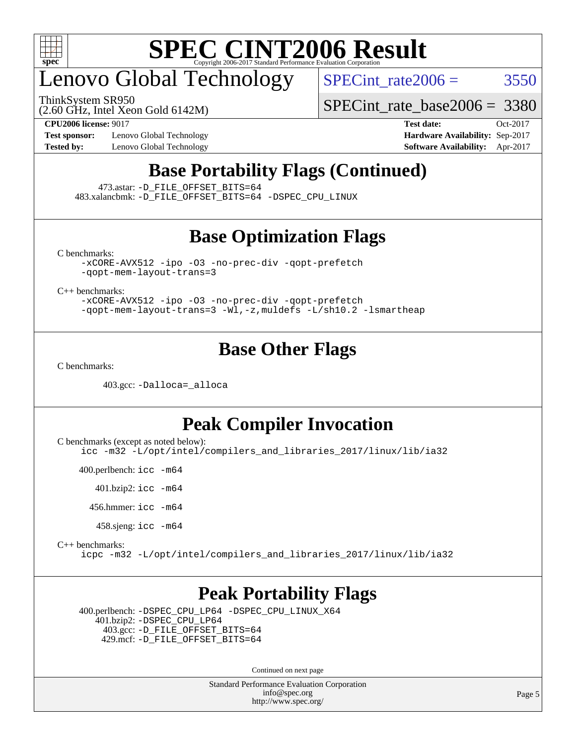## Base Portability Flags (Continued)

473.astar: -D_FILE_OFFSET_BITS=64
483.xalancbmk: -D_FILE_OFFSET_BITS=64 -DSPEC_CPU_LINUX

## Base Optimization Flags

C benchmarks:

```
-xCORE-AVX512 -ipo -O3 -no-prec-div -qopt-prefetch
-qopt-mem-layout-trans=3
```

C++ benchmarks:

```
-xCORE-AVX512 -ipo -O3 -no-prec-div -qopt-prefetch
-qopt-mem-layout-trans=3 -Wl,-z,muldefs -L/sh10.2 -lsmartheap
```

## Base Other Flags

C benchmarks:

403.gcc: -Dalloca=_alloca

## Peak Compiler Invocation

C benchmarks (except as noted below):

```
icc -m32 -L/opt/intel/compilers_and_libraries_2017/linux/lib/ia32
```

400.perlbench: icc -m64

401.bzip2: icc -m64

456.hmmer: icc -m64

458.sjeng: icc -m64

C++ benchmarks:

```
icpc -m32 -L/opt/intel/compilers_and_libraries_2017/linux/lib/ia32
```

## Peak Portability Flags

400.perlbench: -DSPEC_CPU_LP64 -DSPEC_CPU_LINUX_X64
401.bzip2: -DSPEC_CPU_LP64
403.gcc: -D_FILE_OFFSET_BITS=64
429.mcf: -D_FILE_OFFSET_BITS=64

Continued on next page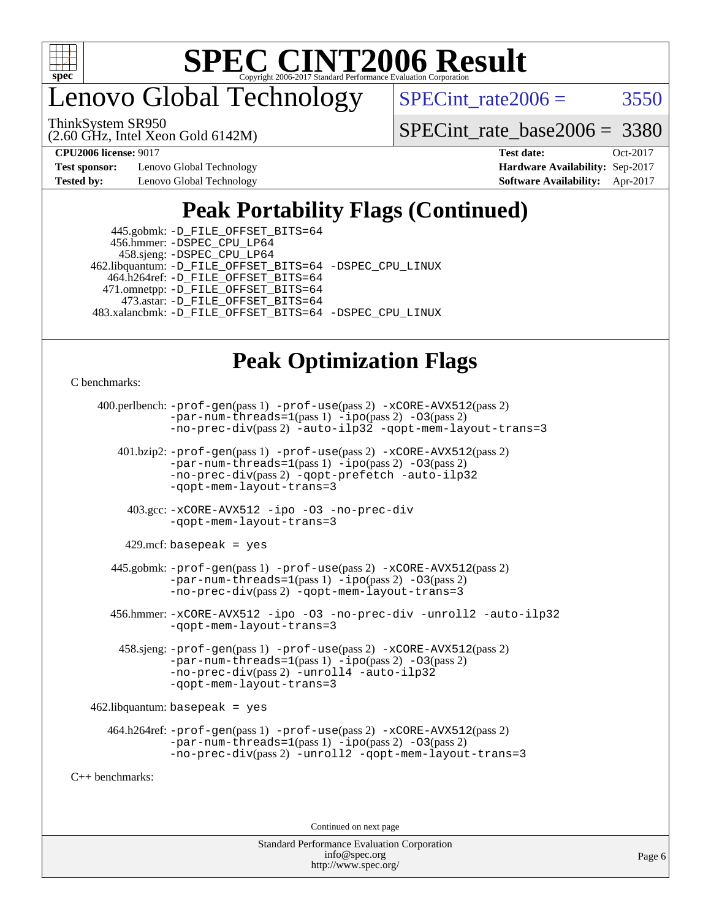# SPEC CINT2006 Result

## Lenovo Global Technology

ThinkSystem SR950
(2.60 GHz, Intel Xeon Gold 6142M)

SPECint_rate2006 = 3550

SPECint_rate_base2006 = 3380

| | | | |
|---|---|---|---|
| **CPU2006 license:** 9017 | | **Test date:** | Oct-2017 |
| **Test sponsor:** | Lenovo Global Technology | **Hardware Availability:** | Sep-2017 |
| **Tested by:** | Lenovo Global Technology | **Software Availability:** | Apr-2017 |

## Peak Portability Flags (Continued)

445.gobmk: -D_FILE_OFFSET_BITS=64
456.hmmer: -DSPEC_CPU_LP64
458.sjeng: -DSPEC_CPU_LP64
462.libquantum: -D_FILE_OFFSET_BITS=64 -DSPEC_CPU_LINUX
464.h264ref: -D_FILE_OFFSET_BITS=64
471.omnetpp: -D_FILE_OFFSET_BITS=64
473.astar: -D_FILE_OFFSET_BITS=64
483.xalancbmk: -D_FILE_OFFSET_BITS=64 -DSPEC_CPU_LINUX

## Peak Optimization Flags

C benchmarks:

400.perlbench: -prof-gen(pass 1) -prof-use(pass 2) -xCORE-AVX512(pass 2) -par-num-threads=1(pass 1) -ipo(pass 2) -O3(pass 2) -no-prec-div(pass 2) -auto-ilp32 -qopt-mem-layout-trans=3

401.bzip2: -prof-gen(pass 1) -prof-use(pass 2) -xCORE-AVX512(pass 2) -par-num-threads=1(pass 1) -ipo(pass 2) -O3(pass 2) -no-prec-div(pass 2) -qopt-prefetch -auto-ilp32 -qopt-mem-layout-trans=3

403.gcc: -xCORE-AVX512 -ipo -O3 -no-prec-div -qopt-mem-layout-trans=3

429.mcf: basepeak = yes

445.gobmk: -prof-gen(pass 1) -prof-use(pass 2) -xCORE-AVX512(pass 2) -par-num-threads=1(pass 1) -ipo(pass 2) -O3(pass 2) -no-prec-div(pass 2) -qopt-mem-layout-trans=3

456.hmmer: -xCORE-AVX512 -ipo -O3 -no-prec-div -unroll2 -auto-ilp32 -qopt-mem-layout-trans=3

458.sjeng: -prof-gen(pass 1) -prof-use(pass 2) -xCORE-AVX512(pass 2) -par-num-threads=1(pass 1) -ipo(pass 2) -O3(pass 2) -no-prec-div(pass 2) -unroll4 -auto-ilp32 -qopt-mem-layout-trans=3

462.libquantum: basepeak = yes

464.h264ref: -prof-gen(pass 1) -prof-use(pass 2) -xCORE-AVX512(pass 2) -par-num-threads=1(pass 1) -ipo(pass 2) -O3(pass 2) -no-prec-div(pass 2) -unroll2 -qopt-mem-layout-trans=3

C++ benchmarks:

Continued on next page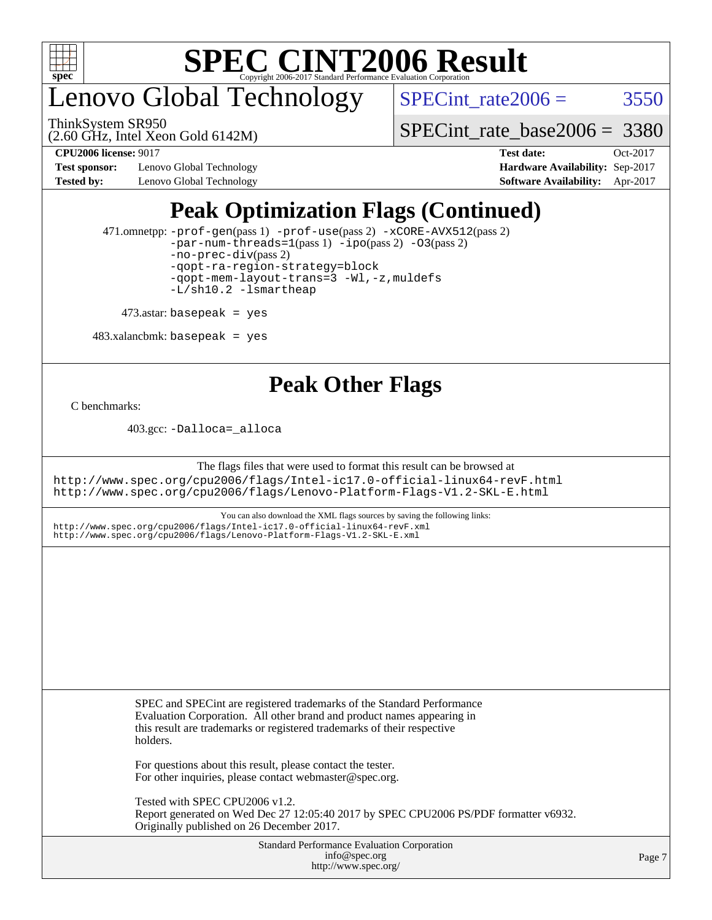# SPEC CINT2006 Result

Copyright 2006-2017 Standard Performance Evaluation Corporation

## Lenovo Global Technology

ThinkSystem SR950
(2.60 GHz, Intel Xeon Gold 6142M)

SPECint_rate2006 = 3550

SPECint_rate_base2006 = 3380

**CPU2006 license:** 9017
**Test sponsor:** Lenovo Global Technology
**Tested by:** Lenovo Global Technology

**Test date:** Oct-2017
**Hardware Availability:** Sep-2017
**Software Availability:** Apr-2017

## Peak Optimization Flags (Continued)

471.omnetpp: -prof-gen(pass 1) -prof-use(pass 2) -xCORE-AVX512(pass 2) -par-num-threads=1(pass 1) -ipo(pass 2) -O3(pass 2) -no-prec-div(pass 2) -qopt-ra-region-strategy=block -qopt-mem-layout-trans=3 -Wl,-z,muldefs -L/sh10.2 -lsmartheap

473.astar: basepeak = yes

483.xalancbmk: basepeak = yes

## Peak Other Flags

C benchmarks:

403.gcc: -Dalloca=_alloca

The flags files that were used to format this result can be browsed at
http://www.spec.org/cpu2006/flags/Intel-ic17.0-official-linux64-revF.html
http://www.spec.org/cpu2006/flags/Lenovo-Platform-Flags-V1.2-SKL-E.html

You can also download the XML flags sources by saving the following links:
http://www.spec.org/cpu2006/flags/Intel-ic17.0-official-linux64-revF.xml
http://www.spec.org/cpu2006/flags/Lenovo-Platform-Flags-V1.2-SKL-E.xml

SPEC and SPECint are registered trademarks of the Standard Performance Evaluation Corporation. All other brand and product names appearing in this result are trademarks or registered trademarks of their respective holders.

For questions about this result, please contact the tester.
For other inquiries, please contact webmaster@spec.org.

Tested with SPEC CPU2006 v1.2.
Report generated on Wed Dec 27 12:05:40 2017 by SPEC CPU2006 PS/PDF formatter v6932.
Originally published on 26 December 2017.

Standard Performance Evaluation Corporation
info@spec.org
http://www.spec.org/